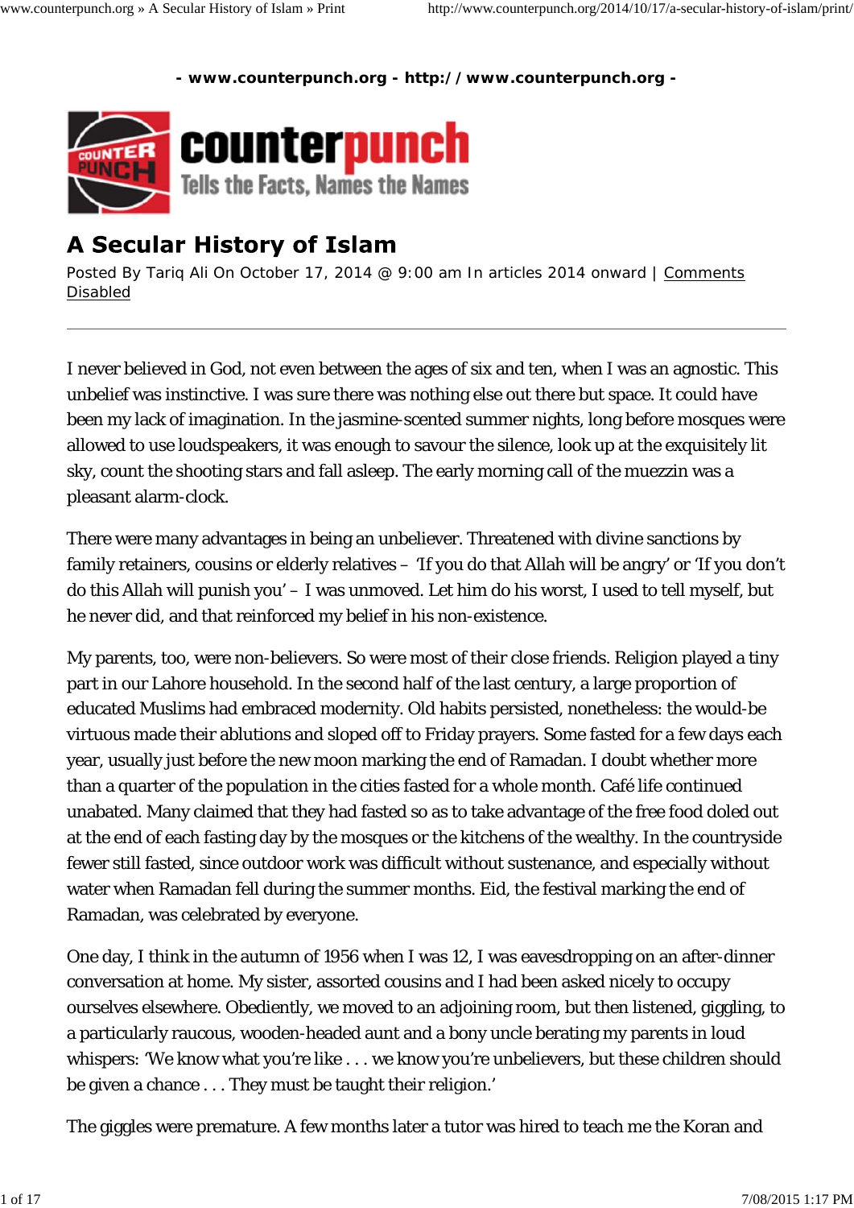- www.counterpunch.org - http://www.counterpunch.org -

counterpunch
Tells the Facts, Names the Names

# A Secular History of Islam

Posted By Tariq Ali On October 17, 2014 @ 9:00 am In articles 2014 onward | Comments Disabled

---

I never believed in God, not even between the ages of six and ten, when I was an agnostic. This unbelief was instinctive. I was sure there was nothing else out there but space. It could have been my lack of imagination. In the jasmine-scented summer nights, long before mosques were allowed to use loudspeakers, it was enough to savour the silence, look up at the exquisitely lit sky, count the shooting stars and fall asleep. The early morning call of the muezzin was a pleasant alarm-clock.

There were many advantages in being an unbeliever. Threatened with divine sanctions by family retainers, cousins or elderly relatives – 'If you do that Allah will be angry' or 'If you don't do this Allah will punish you' – I was unmoved. Let him do his worst, I used to tell myself, but he never did, and that reinforced my belief in his non-existence.

My parents, too, were non-believers. So were most of their close friends. Religion played a tiny part in our Lahore household. In the second half of the last century, a large proportion of educated Muslims had embraced modernity. Old habits persisted, nonetheless: the would-be virtuous made their ablutions and sloped off to Friday prayers. Some fasted for a few days each year, usually just before the new moon marking the end of Ramadan. I doubt whether more than a quarter of the population in the cities fasted for a whole month. Café life continued unabated. Many claimed that they had fasted so as to take advantage of the free food doled out at the end of each fasting day by the mosques or the kitchens of the wealthy. In the countryside fewer still fasted, since outdoor work was difficult without sustenance, and especially without water when Ramadan fell during the summer months. Eid, the festival marking the end of Ramadan, was celebrated by everyone.

One day, I think in the autumn of 1956 when I was 12, I was eavesdropping on an after-dinner conversation at home. My sister, assorted cousins and I had been asked nicely to occupy ourselves elsewhere. Obediently, we moved to an adjoining room, but then listened, giggling, to a particularly raucous, wooden-headed aunt and a bony uncle berating my parents in loud whispers: 'We know what you're like . . . we know you're unbelievers, but these children should be given a chance . . . They must be taught their religion.'

The giggles were premature. A few months later a tutor was hired to teach me the Koran and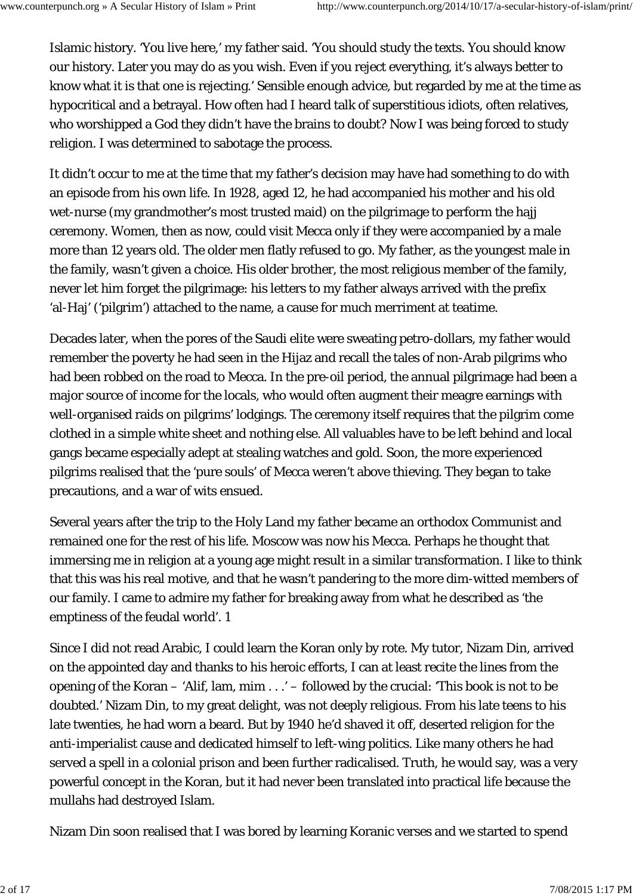Islamic history. ‘You live here,’ my father said. ‘You should study the texts. You should know our history. Later you may do as you wish. Even if you reject everything, it’s always better to know what it is that one is rejecting.’ Sensible enough advice, but regarded by me at the time as hypocritical and a betrayal. How often had I heard talk of superstitious idiots, often relatives, who worshipped a God they didn’t have the brains to doubt? Now I was being forced to study religion. I was determined to sabotage the process.

It didn’t occur to me at the time that my father’s decision may have had something to do with an episode from his own life. In 1928, aged 12, he had accompanied his mother and his old wet-nurse (my grandmother’s most trusted maid) on the pilgrimage to perform the hajj ceremony. Women, then as now, could visit Mecca only if they were accompanied by a male more than 12 years old. The older men flatly refused to go. My father, as the youngest male in the family, wasn’t given a choice. His older brother, the most religious member of the family, never let him forget the pilgrimage: his letters to my father always arrived with the prefix ‘al-Haj’ (‘pilgrim’) attached to the name, a cause for much merriment at teatime.

Decades later, when the pores of the Saudi elite were sweating petro-dollars, my father would remember the poverty he had seen in the Hijaz and recall the tales of non-Arab pilgrims who had been robbed on the road to Mecca. In the pre-oil period, the annual pilgrimage had been a major source of income for the locals, who would often augment their meagre earnings with well-organised raids on pilgrims’ lodgings. The ceremony itself requires that the pilgrim come clothed in a simple white sheet and nothing else. All valuables have to be left behind and local gangs became especially adept at stealing watches and gold. Soon, the more experienced pilgrims realised that the ‘pure souls’ of Mecca weren’t above thieving. They began to take precautions, and a war of wits ensued.

Several years after the trip to the Holy Land my father became an orthodox Communist and remained one for the rest of his life. Moscow was now his Mecca. Perhaps he thought that immersing me in religion at a young age might result in a similar transformation. I like to think that this was his real motive, and that he wasn’t pandering to the more dim-witted members of our family. I came to admire my father for breaking away from what he described as ‘the emptiness of the feudal world’. 1

Since I did not read Arabic, I could learn the Koran only by rote. My tutor, Nizam Din, arrived on the appointed day and thanks to his heroic efforts, I can at least recite the lines from the opening of the Koran – ‘Alif, lam, mim . . .’ – followed by the crucial: ‘This book is not to be doubted.’ Nizam Din, to my great delight, was not deeply religious. From his late teens to his late twenties, he had worn a beard. But by 1940 he’d shaved it off, deserted religion for the anti-imperialist cause and dedicated himself to left-wing politics. Like many others he had served a spell in a colonial prison and been further radicalised. Truth, he would say, was a very powerful concept in the Koran, but it had never been translated into practical life because the mullahs had destroyed Islam.

Nizam Din soon realised that I was bored by learning Koranic verses and we started to spend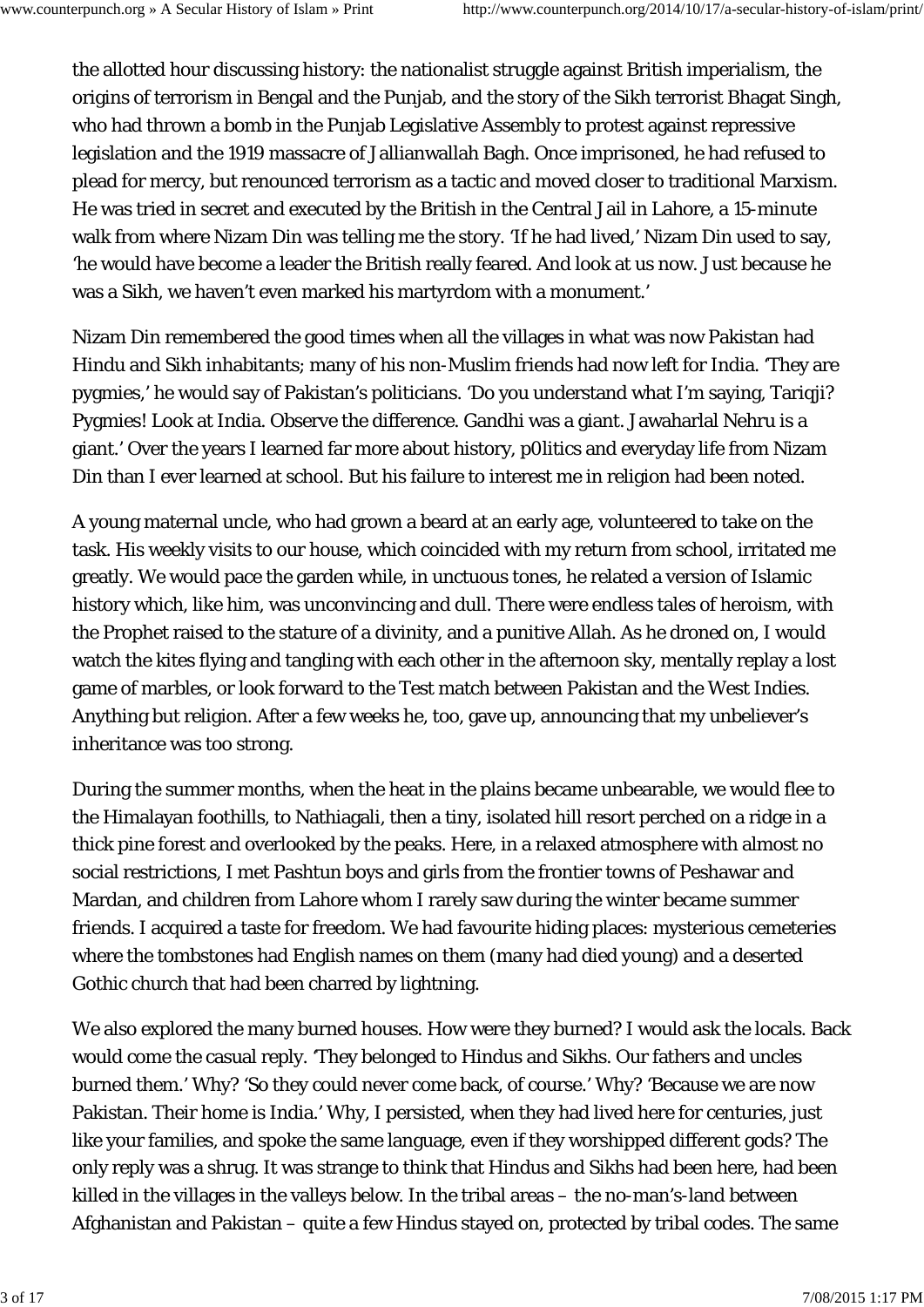the allotted hour discussing history: the nationalist struggle against British imperialism, the origins of terrorism in Bengal and the Punjab, and the story of the Sikh terrorist Bhagat Singh, who had thrown a bomb in the Punjab Legislative Assembly to protest against repressive legislation and the 1919 massacre of Jallianwallah Bagh. Once imprisoned, he had refused to plead for mercy, but renounced terrorism as a tactic and moved closer to traditional Marxism. He was tried in secret and executed by the British in the Central Jail in Lahore, a 15-minute walk from where Nizam Din was telling me the story. 'If he had lived,' Nizam Din used to say, 'he would have become a leader the British really feared. And look at us now. Just because he was a Sikh, we haven't even marked his martyrdom with a monument.'

Nizam Din remembered the good times when all the villages in what was now Pakistan had Hindu and Sikh inhabitants; many of his non-Muslim friends had now left for India. 'They are pygmies,' he would say of Pakistan's politicians. 'Do you understand what I'm saying, Tariqji? Pygmies! Look at India. Observe the difference. Gandhi was a giant. Jawaharlal Nehru is a giant.' Over the years I learned far more about history, p0litics and everyday life from Nizam Din than I ever learned at school. But his failure to interest me in religion had been noted.

A young maternal uncle, who had grown a beard at an early age, volunteered to take on the task. His weekly visits to our house, which coincided with my return from school, irritated me greatly. We would pace the garden while, in unctuous tones, he related a version of Islamic history which, like him, was unconvincing and dull. There were endless tales of heroism, with the Prophet raised to the stature of a divinity, and a punitive Allah. As he droned on, I would watch the kites flying and tangling with each other in the afternoon sky, mentally replay a lost game of marbles, or look forward to the Test match between Pakistan and the West Indies. Anything but religion. After a few weeks he, too, gave up, announcing that my unbeliever's inheritance was too strong.

During the summer months, when the heat in the plains became unbearable, we would flee to the Himalayan foothills, to Nathiagali, then a tiny, isolated hill resort perched on a ridge in a thick pine forest and overlooked by the peaks. Here, in a relaxed atmosphere with almost no social restrictions, I met Pashtun boys and girls from the frontier towns of Peshawar and Mardan, and children from Lahore whom I rarely saw during the winter became summer friends. I acquired a taste for freedom. We had favourite hiding places: mysterious cemeteries where the tombstones had English names on them (many had died young) and a deserted Gothic church that had been charred by lightning.

We also explored the many burned houses. How were they burned? I would ask the locals. Back would come the casual reply. 'They belonged to Hindus and Sikhs. Our fathers and uncles burned them.' Why? 'So they could never come back, of course.' Why? 'Because we are now Pakistan. Their home is India.' Why, I persisted, when they had lived here for centuries, just like your families, and spoke the same language, even if they worshipped different gods? The only reply was a shrug. It was strange to think that Hindus and Sikhs had been here, had been killed in the villages in the valleys below. In the tribal areas – the no-man's-land between Afghanistan and Pakistan – quite a few Hindus stayed on, protected by tribal codes. The same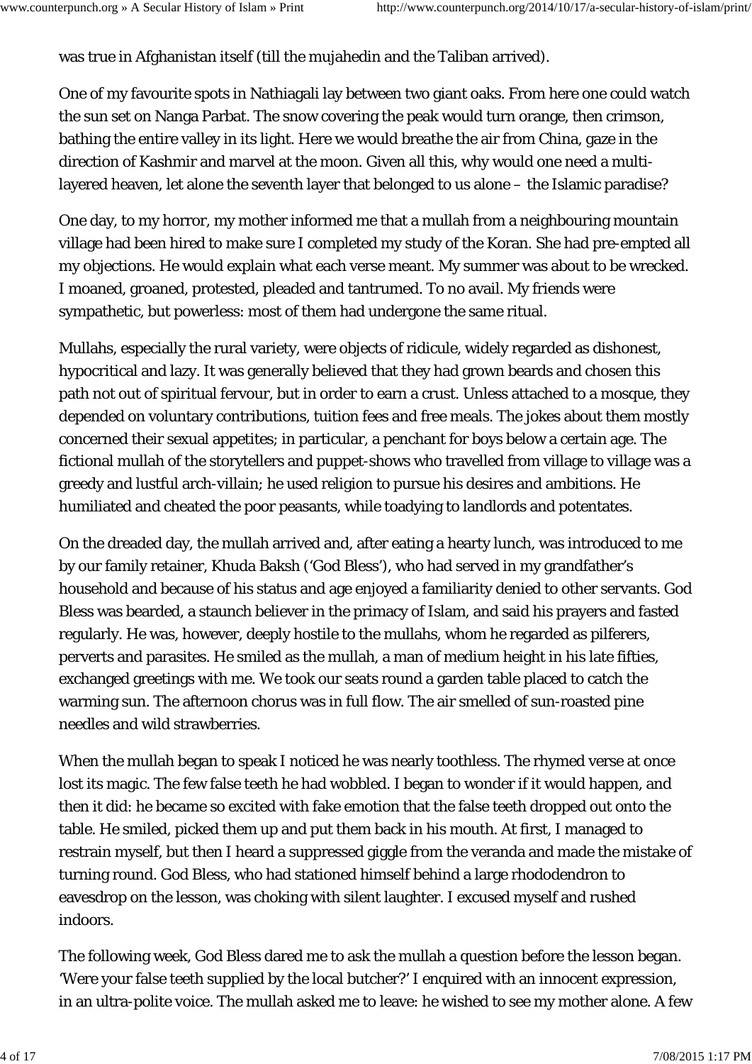was true in Afghanistan itself (till the mujahedin and the Taliban arrived).

One of my favourite spots in Nathiagali lay between two giant oaks. From here one could watch the sun set on Nanga Parbat. The snow covering the peak would turn orange, then crimson, bathing the entire valley in its light. Here we would breathe the air from China, gaze in the direction of Kashmir and marvel at the moon. Given all this, why would one need a multi-layered heaven, let alone the seventh layer that belonged to us alone – the Islamic paradise?

One day, to my horror, my mother informed me that a mullah from a neighbouring mountain village had been hired to make sure I completed my study of the Koran. She had pre-empted all my objections. He would explain what each verse meant. My summer was about to be wrecked. I moaned, groaned, protested, pleaded and tantrumed. To no avail. My friends were sympathetic, but powerless: most of them had undergone the same ritual.

Mullahs, especially the rural variety, were objects of ridicule, widely regarded as dishonest, hypocritical and lazy. It was generally believed that they had grown beards and chosen this path not out of spiritual fervour, but in order to earn a crust. Unless attached to a mosque, they depended on voluntary contributions, tuition fees and free meals. The jokes about them mostly concerned their sexual appetites; in particular, a penchant for boys below a certain age. The fictional mullah of the storytellers and puppet-shows who travelled from village to village was a greedy and lustful arch-villain; he used religion to pursue his desires and ambitions. He humiliated and cheated the poor peasants, while toadying to landlords and potentates.

On the dreaded day, the mullah arrived and, after eating a hearty lunch, was introduced to me by our family retainer, Khuda Baksh ('God Bless'), who had served in my grandfather's household and because of his status and age enjoyed a familiarity denied to other servants. God Bless was bearded, a staunch believer in the primacy of Islam, and said his prayers and fasted regularly. He was, however, deeply hostile to the mullahs, whom he regarded as pilferers, perverts and parasites. He smiled as the mullah, a man of medium height in his late fifties, exchanged greetings with me. We took our seats round a garden table placed to catch the warming sun. The afternoon chorus was in full flow. The air smelled of sun-roasted pine needles and wild strawberries.

When the mullah began to speak I noticed he was nearly toothless. The rhymed verse at once lost its magic. The few false teeth he had wobbled. I began to wonder if it would happen, and then it did: he became so excited with fake emotion that the false teeth dropped out onto the table. He smiled, picked them up and put them back in his mouth. At first, I managed to restrain myself, but then I heard a suppressed giggle from the veranda and made the mistake of turning round. God Bless, who had stationed himself behind a large rhododendron to eavesdrop on the lesson, was choking with silent laughter. I excused myself and rushed indoors.

The following week, God Bless dared me to ask the mullah a question before the lesson began. 'Were your false teeth supplied by the local butcher?' I enquired with an innocent expression, in an ultra-polite voice. The mullah asked me to leave: he wished to see my mother alone. A few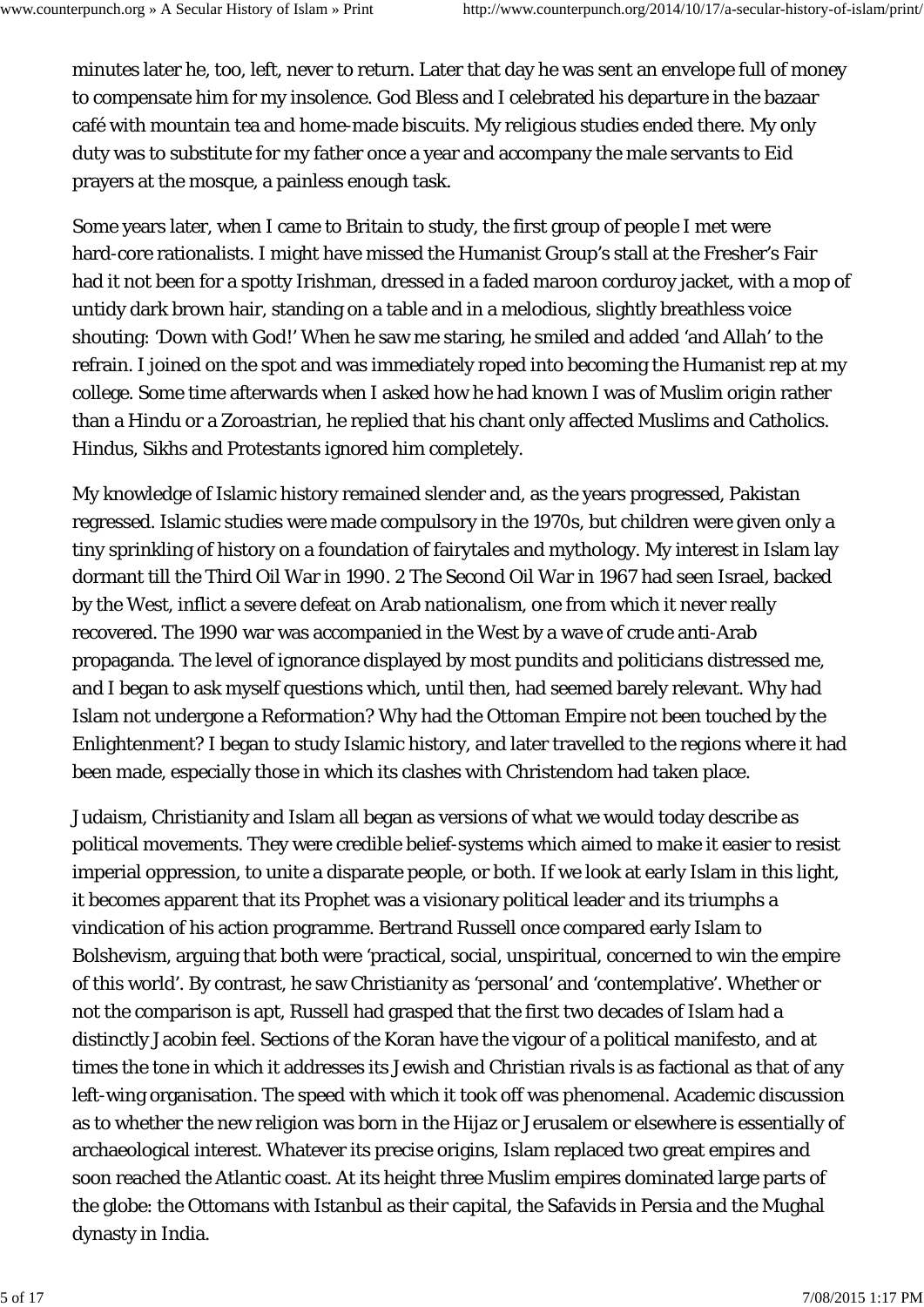minutes later he, too, left, never to return. Later that day he was sent an envelope full of money to compensate him for my insolence. God Bless and I celebrated his departure in the bazaar café with mountain tea and home-made biscuits. My religious studies ended there. My only duty was to substitute for my father once a year and accompany the male servants to Eid prayers at the mosque, a painless enough task.

Some years later, when I came to Britain to study, the first group of people I met were hard-core rationalists. I might have missed the Humanist Group's stall at the Fresher's Fair had it not been for a spotty Irishman, dressed in a faded maroon corduroy jacket, with a mop of untidy dark brown hair, standing on a table and in a melodious, slightly breathless voice shouting: 'Down with God!' When he saw me staring, he smiled and added 'and Allah' to the refrain. I joined on the spot and was immediately roped into becoming the Humanist rep at my college. Some time afterwards when I asked how he had known I was of Muslim origin rather than a Hindu or a Zoroastrian, he replied that his chant only affected Muslims and Catholics. Hindus, Sikhs and Protestants ignored him completely.

My knowledge of Islamic history remained slender and, as the years progressed, Pakistan regressed. Islamic studies were made compulsory in the 1970s, but children were given only a tiny sprinkling of history on a foundation of fairytales and mythology. My interest in Islam lay dormant till the Third Oil War in 1990. 2 The Second Oil War in 1967 had seen Israel, backed by the West, inflict a severe defeat on Arab nationalism, one from which it never really recovered. The 1990 war was accompanied in the West by a wave of crude anti-Arab propaganda. The level of ignorance displayed by most pundits and politicians distressed me, and I began to ask myself questions which, until then, had seemed barely relevant. Why had Islam not undergone a Reformation? Why had the Ottoman Empire not been touched by the Enlightenment? I began to study Islamic history, and later travelled to the regions where it had been made, especially those in which its clashes with Christendom had taken place.

Judaism, Christianity and Islam all began as versions of what we would today describe as political movements. They were credible belief-systems which aimed to make it easier to resist imperial oppression, to unite a disparate people, or both. If we look at early Islam in this light, it becomes apparent that its Prophet was a visionary political leader and its triumphs a vindication of his action programme. Bertrand Russell once compared early Islam to Bolshevism, arguing that both were 'practical, social, unspiritual, concerned to win the empire of this world'. By contrast, he saw Christianity as 'personal' and 'contemplative'. Whether or not the comparison is apt, Russell had grasped that the first two decades of Islam had a distinctly Jacobin feel. Sections of the Koran have the vigour of a political manifesto, and at times the tone in which it addresses its Jewish and Christian rivals is as factional as that of any left-wing organisation. The speed with which it took off was phenomenal. Academic discussion as to whether the new religion was born in the Hijaz or Jerusalem or elsewhere is essentially of archaeological interest. Whatever its precise origins, Islam replaced two great empires and soon reached the Atlantic coast. At its height three Muslim empires dominated large parts of the globe: the Ottomans with Istanbul as their capital, the Safavids in Persia and the Mughal dynasty in India.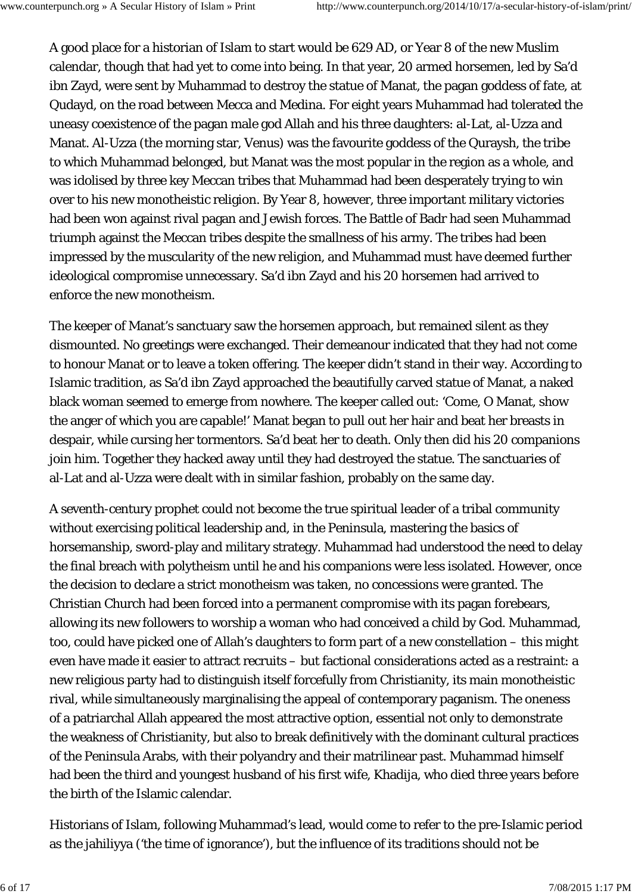A good place for a historian of Islam to start would be 629 AD, or Year 8 of the new Muslim calendar, though that had yet to come into being. In that year, 20 armed horsemen, led by Sa'd ibn Zayd, were sent by Muhammad to destroy the statue of Manat, the pagan goddess of fate, at Qudayd, on the road between Mecca and Medina. For eight years Muhammad had tolerated the uneasy coexistence of the pagan male god Allah and his three daughters: al-Lat, al-Uzza and Manat. Al-Uzza (the morning star, Venus) was the favourite goddess of the Quraysh, the tribe to which Muhammad belonged, but Manat was the most popular in the region as a whole, and was idolised by three key Meccan tribes that Muhammad had been desperately trying to win over to his new monotheistic religion. By Year 8, however, three important military victories had been won against rival pagan and Jewish forces. The Battle of Badr had seen Muhammad triumph against the Meccan tribes despite the smallness of his army. The tribes had been impressed by the muscularity of the new religion, and Muhammad must have deemed further ideological compromise unnecessary. Sa'd ibn Zayd and his 20 horsemen had arrived to enforce the new monotheism.

The keeper of Manat's sanctuary saw the horsemen approach, but remained silent as they dismounted. No greetings were exchanged. Their demeanour indicated that they had not come to honour Manat or to leave a token offering. The keeper didn't stand in their way. According to Islamic tradition, as Sa'd ibn Zayd approached the beautifully carved statue of Manat, a naked black woman seemed to emerge from nowhere. The keeper called out: 'Come, O Manat, show the anger of which you are capable!' Manat began to pull out her hair and beat her breasts in despair, while cursing her tormentors. Sa'd beat her to death. Only then did his 20 companions join him. Together they hacked away until they had destroyed the statue. The sanctuaries of al-Lat and al-Uzza were dealt with in similar fashion, probably on the same day.

A seventh-century prophet could not become the true spiritual leader of a tribal community without exercising political leadership and, in the Peninsula, mastering the basics of horsemanship, sword-play and military strategy. Muhammad had understood the need to delay the final breach with polytheism until he and his companions were less isolated. However, once the decision to declare a strict monotheism was taken, no concessions were granted. The Christian Church had been forced into a permanent compromise with its pagan forebears, allowing its new followers to worship a woman who had conceived a child by God. Muhammad, too, could have picked one of Allah's daughters to form part of a new constellation – this might even have made it easier to attract recruits – but factional considerations acted as a restraint: a new religious party had to distinguish itself forcefully from Christianity, its main monotheistic rival, while simultaneously marginalising the appeal of contemporary paganism. The oneness of a patriarchal Allah appeared the most attractive option, essential not only to demonstrate the weakness of Christianity, but also to break definitively with the dominant cultural practices of the Peninsula Arabs, with their polyandry and their matrilinear past. Muhammad himself had been the third and youngest husband of his first wife, Khadija, who died three years before the birth of the Islamic calendar.

Historians of Islam, following Muhammad's lead, would come to refer to the pre-Islamic period as the jahiliyya ('the time of ignorance'), but the influence of its traditions should not be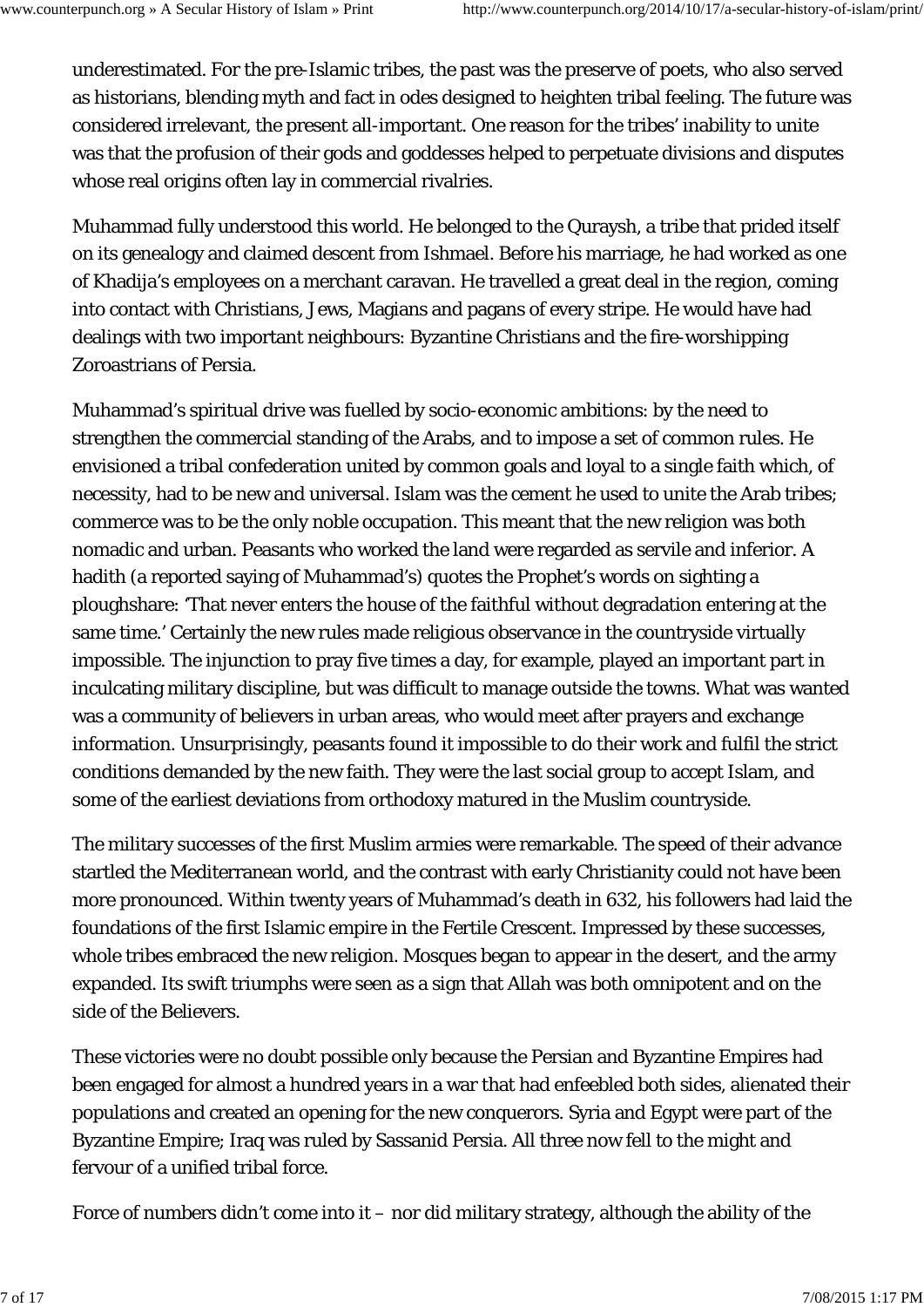underestimated. For the pre-Islamic tribes, the past was the preserve of poets, who also served as historians, blending myth and fact in odes designed to heighten tribal feeling. The future was considered irrelevant, the present all-important. One reason for the tribes' inability to unite was that the profusion of their gods and goddesses helped to perpetuate divisions and disputes whose real origins often lay in commercial rivalries.

Muhammad fully understood this world. He belonged to the Quraysh, a tribe that prided itself on its genealogy and claimed descent from Ishmael. Before his marriage, he had worked as one of Khadija's employees on a merchant caravan. He travelled a great deal in the region, coming into contact with Christians, Jews, Magians and pagans of every stripe. He would have had dealings with two important neighbours: Byzantine Christians and the fire-worshipping Zoroastrians of Persia.

Muhammad's spiritual drive was fuelled by socio-economic ambitions: by the need to strengthen the commercial standing of the Arabs, and to impose a set of common rules. He envisioned a tribal confederation united by common goals and loyal to a single faith which, of necessity, had to be new and universal. Islam was the cement he used to unite the Arab tribes; commerce was to be the only noble occupation. This meant that the new religion was both nomadic and urban. Peasants who worked the land were regarded as servile and inferior. A hadith (a reported saying of Muhammad's) quotes the Prophet's words on sighting a ploughshare: 'That never enters the house of the faithful without degradation entering at the same time.' Certainly the new rules made religious observance in the countryside virtually impossible. The injunction to pray five times a day, for example, played an important part in inculcating military discipline, but was difficult to manage outside the towns. What was wanted was a community of believers in urban areas, who would meet after prayers and exchange information. Unsurprisingly, peasants found it impossible to do their work and fulfil the strict conditions demanded by the new faith. They were the last social group to accept Islam, and some of the earliest deviations from orthodoxy matured in the Muslim countryside.

The military successes of the first Muslim armies were remarkable. The speed of their advance startled the Mediterranean world, and the contrast with early Christianity could not have been more pronounced. Within twenty years of Muhammad's death in 632, his followers had laid the foundations of the first Islamic empire in the Fertile Crescent. Impressed by these successes, whole tribes embraced the new religion. Mosques began to appear in the desert, and the army expanded. Its swift triumphs were seen as a sign that Allah was both omnipotent and on the side of the Believers.

These victories were no doubt possible only because the Persian and Byzantine Empires had been engaged for almost a hundred years in a war that had enfeebled both sides, alienated their populations and created an opening for the new conquerors. Syria and Egypt were part of the Byzantine Empire; Iraq was ruled by Sassanid Persia. All three now fell to the might and fervour of a unified tribal force.

Force of numbers didn't come into it – nor did military strategy, although the ability of the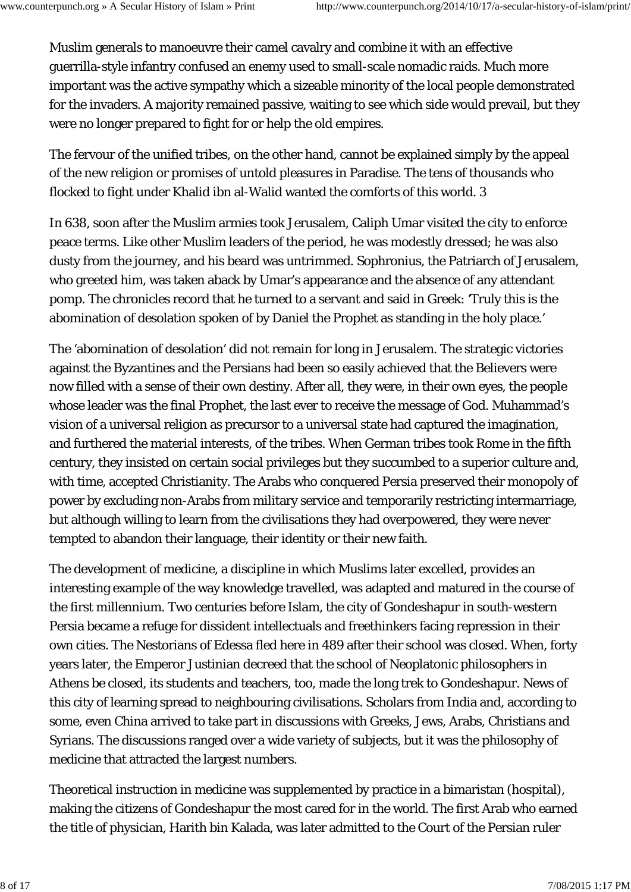Muslim generals to manoeuvre their camel cavalry and combine it with an effective guerrilla-style infantry confused an enemy used to small-scale nomadic raids. Much more important was the active sympathy which a sizeable minority of the local people demonstrated for the invaders. A majority remained passive, waiting to see which side would prevail, but they were no longer prepared to fight for or help the old empires.

The fervour of the unified tribes, on the other hand, cannot be explained simply by the appeal of the new religion or promises of untold pleasures in Paradise. The tens of thousands who flocked to fight under Khalid ibn al-Walid wanted the comforts of this world. 3

In 638, soon after the Muslim armies took Jerusalem, Caliph Umar visited the city to enforce peace terms. Like other Muslim leaders of the period, he was modestly dressed; he was also dusty from the journey, and his beard was untrimmed. Sophronius, the Patriarch of Jerusalem, who greeted him, was taken aback by Umar's appearance and the absence of any attendant pomp. The chronicles record that he turned to a servant and said in Greek: 'Truly this is the abomination of desolation spoken of by Daniel the Prophet as standing in the holy place.'

The 'abomination of desolation' did not remain for long in Jerusalem. The strategic victories against the Byzantines and the Persians had been so easily achieved that the Believers were now filled with a sense of their own destiny. After all, they were, in their own eyes, the people whose leader was the final Prophet, the last ever to receive the message of God. Muhammad's vision of a universal religion as precursor to a universal state had captured the imagination, and furthered the material interests, of the tribes. When German tribes took Rome in the fifth century, they insisted on certain social privileges but they succumbed to a superior culture and, with time, accepted Christianity. The Arabs who conquered Persia preserved their monopoly of power by excluding non-Arabs from military service and temporarily restricting intermarriage, but although willing to learn from the civilisations they had overpowered, they were never tempted to abandon their language, their identity or their new faith.

The development of medicine, a discipline in which Muslims later excelled, provides an interesting example of the way knowledge travelled, was adapted and matured in the course of the first millennium. Two centuries before Islam, the city of Gondeshapur in south-western Persia became a refuge for dissident intellectuals and freethinkers facing repression in their own cities. The Nestorians of Edessa fled here in 489 after their school was closed. When, forty years later, the Emperor Justinian decreed that the school of Neoplatonic philosophers in Athens be closed, its students and teachers, too, made the long trek to Gondeshapur. News of this city of learning spread to neighbouring civilisations. Scholars from India and, according to some, even China arrived to take part in discussions with Greeks, Jews, Arabs, Christians and Syrians. The discussions ranged over a wide variety of subjects, but it was the philosophy of medicine that attracted the largest numbers.

Theoretical instruction in medicine was supplemented by practice in a bimaristan (hospital), making the citizens of Gondeshapur the most cared for in the world. The first Arab who earned the title of physician, Harith bin Kalada, was later admitted to the Court of the Persian ruler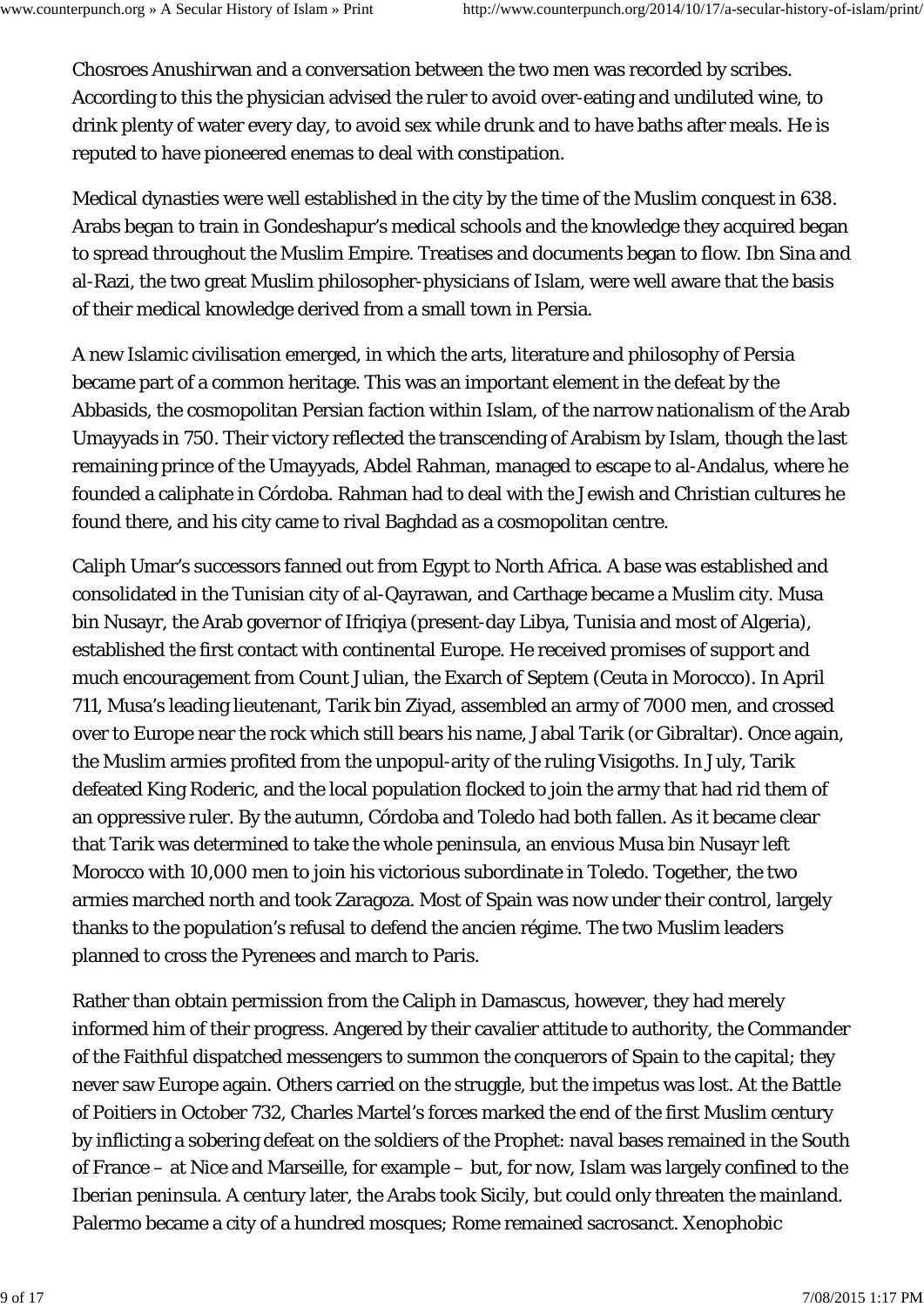Chosroes Anushirwan and a conversation between the two men was recorded by scribes. According to this the physician advised the ruler to avoid over-eating and undiluted wine, to drink plenty of water every day, to avoid sex while drunk and to have baths after meals. He is reputed to have pioneered enemas to deal with constipation.

Medical dynasties were well established in the city by the time of the Muslim conquest in 638. Arabs began to train in Gondeshapur's medical schools and the knowledge they acquired began to spread throughout the Muslim Empire. Treatises and documents began to flow. Ibn Sina and al-Razi, the two great Muslim philosopher-physicians of Islam, were well aware that the basis of their medical knowledge derived from a small town in Persia.

A new Islamic civilisation emerged, in which the arts, literature and philosophy of Persia became part of a common heritage. This was an important element in the defeat by the Abbasids, the cosmopolitan Persian faction within Islam, of the narrow nationalism of the Arab Umayyads in 750. Their victory reflected the transcending of Arabism by Islam, though the last remaining prince of the Umayyads, Abdel Rahman, managed to escape to al-Andalus, where he founded a caliphate in Córdoba. Rahman had to deal with the Jewish and Christian cultures he found there, and his city came to rival Baghdad as a cosmopolitan centre.

Caliph Umar's successors fanned out from Egypt to North Africa. A base was established and consolidated in the Tunisian city of al-Qayrawan, and Carthage became a Muslim city. Musa bin Nusayr, the Arab governor of Ifriqiya (present-day Libya, Tunisia and most of Algeria), established the first contact with continental Europe. He received promises of support and much encouragement from Count Julian, the Exarch of Septem (Ceuta in Morocco). In April 711, Musa's leading lieutenant, Tarik bin Ziyad, assembled an army of 7000 men, and crossed over to Europe near the rock which still bears his name, Jabal Tarik (or Gibraltar). Once again, the Muslim armies profited from the unpopul-arity of the ruling Visigoths. In July, Tarik defeated King Roderic, and the local population flocked to join the army that had rid them of an oppressive ruler. By the autumn, Córdoba and Toledo had both fallen. As it became clear that Tarik was determined to take the whole peninsula, an envious Musa bin Nusayr left Morocco with 10,000 men to join his victorious subordinate in Toledo. Together, the two armies marched north and took Zaragoza. Most of Spain was now under their control, largely thanks to the population's refusal to defend the ancien régime. The two Muslim leaders planned to cross the Pyrenees and march to Paris.

Rather than obtain permission from the Caliph in Damascus, however, they had merely informed him of their progress. Angered by their cavalier attitude to authority, the Commander of the Faithful dispatched messengers to summon the conquerors of Spain to the capital; they never saw Europe again. Others carried on the struggle, but the impetus was lost. At the Battle of Poitiers in October 732, Charles Martel's forces marked the end of the first Muslim century by inflicting a sobering defeat on the soldiers of the Prophet: naval bases remained in the South of France – at Nice and Marseille, for example – but, for now, Islam was largely confined to the Iberian peninsula. A century later, the Arabs took Sicily, but could only threaten the mainland. Palermo became a city of a hundred mosques; Rome remained sacrosanct. Xenophobic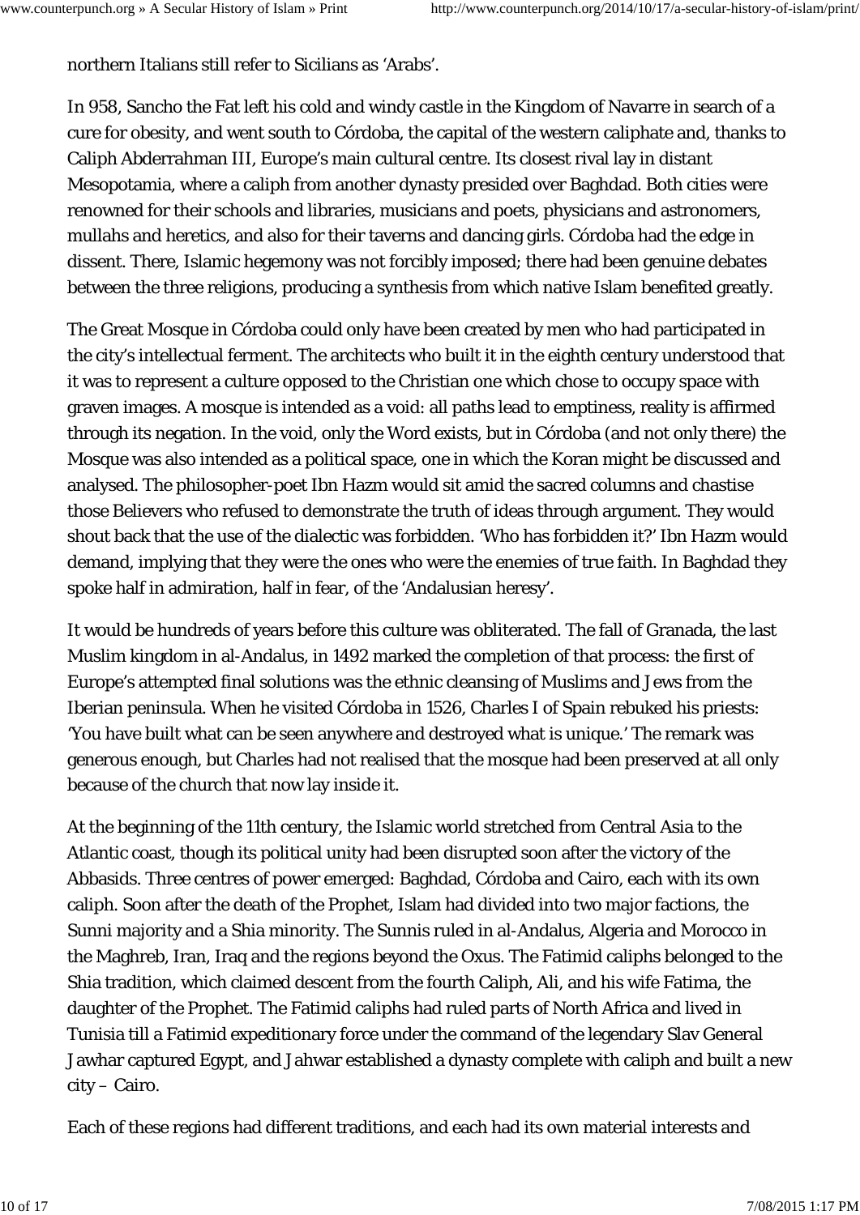northern Italians still refer to Sicilians as ‘Arabs’.

In 958, Sancho the Fat left his cold and windy castle in the Kingdom of Navarre in search of a cure for obesity, and went south to Córdoba, the capital of the western caliphate and, thanks to Caliph Abderrahman III, Europe’s main cultural centre. Its closest rival lay in distant Mesopotamia, where a caliph from another dynasty presided over Baghdad. Both cities were renowned for their schools and libraries, musicians and poets, physicians and astronomers, mullahs and heretics, and also for their taverns and dancing girls. Córdoba had the edge in dissent. There, Islamic hegemony was not forcibly imposed; there had been genuine debates between the three religions, producing a synthesis from which native Islam benefited greatly.

The Great Mosque in Córdoba could only have been created by men who had participated in the city’s intellectual ferment. The architects who built it in the eighth century understood that it was to represent a culture opposed to the Christian one which chose to occupy space with graven images. A mosque is intended as a void: all paths lead to emptiness, reality is affirmed through its negation. In the void, only the Word exists, but in Córdoba (and not only there) the Mosque was also intended as a political space, one in which the Koran might be discussed and analysed. The philosopher-poet Ibn Hazm would sit amid the sacred columns and chastise those Believers who refused to demonstrate the truth of ideas through argument. They would shout back that the use of the dialectic was forbidden. ‘Who has forbidden it?’ Ibn Hazm would demand, implying that they were the ones who were the enemies of true faith. In Baghdad they spoke half in admiration, half in fear, of the ‘Andalusian heresy’.

It would be hundreds of years before this culture was obliterated. The fall of Granada, the last Muslim kingdom in al-Andalus, in 1492 marked the completion of that process: the first of Europe’s attempted final solutions was the ethnic cleansing of Muslims and Jews from the Iberian peninsula. When he visited Córdoba in 1526, Charles I of Spain rebuked his priests: ‘You have built what can be seen anywhere and destroyed what is unique.’ The remark was generous enough, but Charles had not realised that the mosque had been preserved at all only because of the church that now lay inside it.

At the beginning of the 11th century, the Islamic world stretched from Central Asia to the Atlantic coast, though its political unity had been disrupted soon after the victory of the Abbasids. Three centres of power emerged: Baghdad, Córdoba and Cairo, each with its own caliph. Soon after the death of the Prophet, Islam had divided into two major factions, the Sunni majority and a Shia minority. The Sunnis ruled in al-Andalus, Algeria and Morocco in the Maghreb, Iran, Iraq and the regions beyond the Oxus. The Fatimid caliphs belonged to the Shia tradition, which claimed descent from the fourth Caliph, Ali, and his wife Fatima, the daughter of the Prophet. The Fatimid caliphs had ruled parts of North Africa and lived in Tunisia till a Fatimid expeditionary force under the command of the legendary Slav General Jawhar captured Egypt, and Jahwar established a dynasty complete with caliph and built a new city – Cairo.

Each of these regions had different traditions, and each had its own material interests and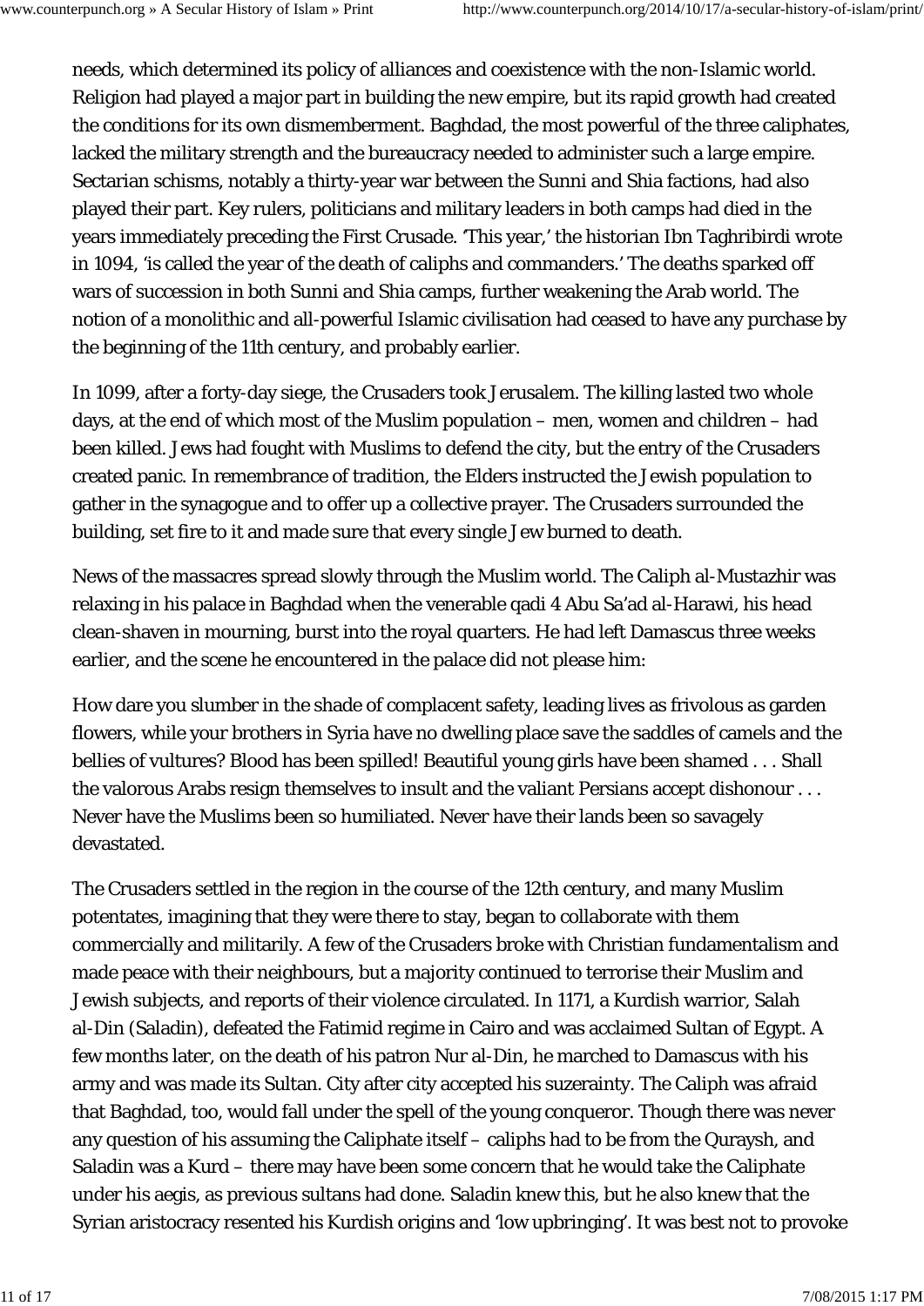needs, which determined its policy of alliances and coexistence with the non-Islamic world. Religion had played a major part in building the new empire, but its rapid growth had created the conditions for its own dismemberment. Baghdad, the most powerful of the three caliphates, lacked the military strength and the bureaucracy needed to administer such a large empire. Sectarian schisms, notably a thirty-year war between the Sunni and Shia factions, had also played their part. Key rulers, politicians and military leaders in both camps had died in the years immediately preceding the First Crusade. 'This year,' the historian Ibn Taghribirdi wrote in 1094, 'is called the year of the death of caliphs and commanders.' The deaths sparked off wars of succession in both Sunni and Shia camps, further weakening the Arab world. The notion of a monolithic and all-powerful Islamic civilisation had ceased to have any purchase by the beginning of the 11th century, and probably earlier.

In 1099, after a forty-day siege, the Crusaders took Jerusalem. The killing lasted two whole days, at the end of which most of the Muslim population – men, women and children – had been killed. Jews had fought with Muslims to defend the city, but the entry of the Crusaders created panic. In remembrance of tradition, the Elders instructed the Jewish population to gather in the synagogue and to offer up a collective prayer. The Crusaders surrounded the building, set fire to it and made sure that every single Jew burned to death.

News of the massacres spread slowly through the Muslim world. The Caliph al-Mustazhir was relaxing in his palace in Baghdad when the venerable qadi 4 Abu Sa'ad al-Harawi, his head clean-shaven in mourning, burst into the royal quarters. He had left Damascus three weeks earlier, and the scene he encountered in the palace did not please him:

How dare you slumber in the shade of complacent safety, leading lives as frivolous as garden flowers, while your brothers in Syria have no dwelling place save the saddles of camels and the bellies of vultures? Blood has been spilled! Beautiful young girls have been shamed . . . Shall the valorous Arabs resign themselves to insult and the valiant Persians accept dishonour . . . Never have the Muslims been so humiliated. Never have their lands been so savagely devastated.

The Crusaders settled in the region in the course of the 12th century, and many Muslim potentates, imagining that they were there to stay, began to collaborate with them commercially and militarily. A few of the Crusaders broke with Christian fundamentalism and made peace with their neighbours, but a majority continued to terrorise their Muslim and Jewish subjects, and reports of their violence circulated. In 1171, a Kurdish warrior, Salah al-Din (Saladin), defeated the Fatimid regime in Cairo and was acclaimed Sultan of Egypt. A few months later, on the death of his patron Nur al-Din, he marched to Damascus with his army and was made its Sultan. City after city accepted his suzerainty. The Caliph was afraid that Baghdad, too, would fall under the spell of the young conqueror. Though there was never any question of his assuming the Caliphate itself – caliphs had to be from the Quraysh, and Saladin was a Kurd – there may have been some concern that he would take the Caliphate under his aegis, as previous sultans had done. Saladin knew this, but he also knew that the Syrian aristocracy resented his Kurdish origins and 'low upbringing'. It was best not to provoke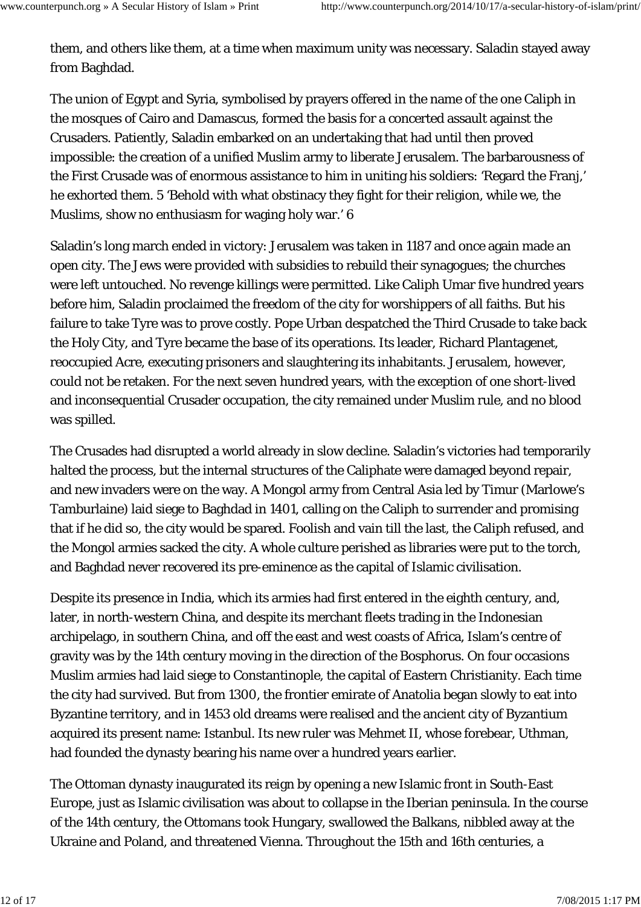them, and others like them, at a time when maximum unity was necessary. Saladin stayed away from Baghdad.

The union of Egypt and Syria, symbolised by prayers offered in the name of the one Caliph in the mosques of Cairo and Damascus, formed the basis for a concerted assault against the Crusaders. Patiently, Saladin embarked on an undertaking that had until then proved impossible: the creation of a unified Muslim army to liberate Jerusalem. The barbarousness of the First Crusade was of enormous assistance to him in uniting his soldiers: 'Regard the Franj,' he exhorted them. 5 'Behold with what obstinacy they fight for their religion, while we, the Muslims, show no enthusiasm for waging holy war.' 6

Saladin's long march ended in victory: Jerusalem was taken in 1187 and once again made an open city. The Jews were provided with subsidies to rebuild their synagogues; the churches were left untouched. No revenge killings were permitted. Like Caliph Umar five hundred years before him, Saladin proclaimed the freedom of the city for worshippers of all faiths. But his failure to take Tyre was to prove costly. Pope Urban despatched the Third Crusade to take back the Holy City, and Tyre became the base of its operations. Its leader, Richard Plantagenet, reoccupied Acre, executing prisoners and slaughtering its inhabitants. Jerusalem, however, could not be retaken. For the next seven hundred years, with the exception of one short-lived and inconsequential Crusader occupation, the city remained under Muslim rule, and no blood was spilled.

The Crusades had disrupted a world already in slow decline. Saladin's victories had temporarily halted the process, but the internal structures of the Caliphate were damaged beyond repair, and new invaders were on the way. A Mongol army from Central Asia led by Timur (Marlowe's Tamburlaine) laid siege to Baghdad in 1401, calling on the Caliph to surrender and promising that if he did so, the city would be spared. Foolish and vain till the last, the Caliph refused, and the Mongol armies sacked the city. A whole culture perished as libraries were put to the torch, and Baghdad never recovered its pre-eminence as the capital of Islamic civilisation.

Despite its presence in India, which its armies had first entered in the eighth century, and, later, in north-western China, and despite its merchant fleets trading in the Indonesian archipelago, in southern China, and off the east and west coasts of Africa, Islam's centre of gravity was by the 14th century moving in the direction of the Bosphorus. On four occasions Muslim armies had laid siege to Constantinople, the capital of Eastern Christianity. Each time the city had survived. But from 1300, the frontier emirate of Anatolia began slowly to eat into Byzantine territory, and in 1453 old dreams were realised and the ancient city of Byzantium acquired its present name: Istanbul. Its new ruler was Mehmet II, whose forebear, Uthman, had founded the dynasty bearing his name over a hundred years earlier.

The Ottoman dynasty inaugurated its reign by opening a new Islamic front in South-East Europe, just as Islamic civilisation was about to collapse in the Iberian peninsula. In the course of the 14th century, the Ottomans took Hungary, swallowed the Balkans, nibbled away at the Ukraine and Poland, and threatened Vienna. Throughout the 15th and 16th centuries, a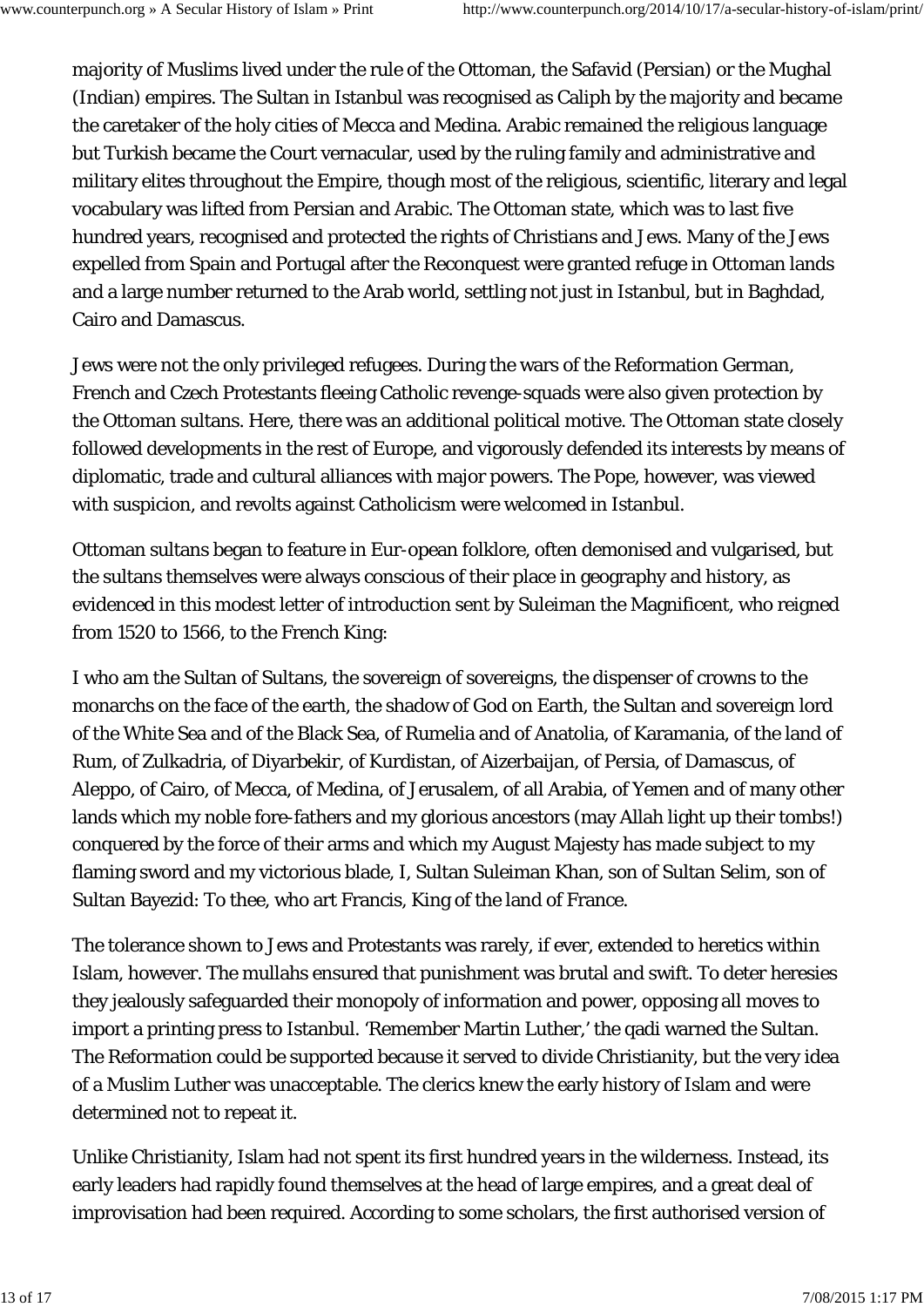majority of Muslims lived under the rule of the Ottoman, the Safavid (Persian) or the Mughal (Indian) empires. The Sultan in Istanbul was recognised as Caliph by the majority and became the caretaker of the holy cities of Mecca and Medina. Arabic remained the religious language but Turkish became the Court vernacular, used by the ruling family and administrative and military elites throughout the Empire, though most of the religious, scientific, literary and legal vocabulary was lifted from Persian and Arabic. The Ottoman state, which was to last five hundred years, recognised and protected the rights of Christians and Jews. Many of the Jews expelled from Spain and Portugal after the Reconquest were granted refuge in Ottoman lands and a large number returned to the Arab world, settling not just in Istanbul, but in Baghdad, Cairo and Damascus.

Jews were not the only privileged refugees. During the wars of the Reformation German, French and Czech Protestants fleeing Catholic revenge-squads were also given protection by the Ottoman sultans. Here, there was an additional political motive. The Ottoman state closely followed developments in the rest of Europe, and vigorously defended its interests by means of diplomatic, trade and cultural alliances with major powers. The Pope, however, was viewed with suspicion, and revolts against Catholicism were welcomed in Istanbul.

Ottoman sultans began to feature in Eur-opean folklore, often demonised and vulgarised, but the sultans themselves were always conscious of their place in geography and history, as evidenced in this modest letter of introduction sent by Suleiman the Magnificent, who reigned from 1520 to 1566, to the French King:

I who am the Sultan of Sultans, the sovereign of sovereigns, the dispenser of crowns to the monarchs on the face of the earth, the shadow of God on Earth, the Sultan and sovereign lord of the White Sea and of the Black Sea, of Rumelia and of Anatolia, of Karamania, of the land of Rum, of Zulkadria, of Diyarbekir, of Kurdistan, of Aizerbaijan, of Persia, of Damascus, of Aleppo, of Cairo, of Mecca, of Medina, of Jerusalem, of all Arabia, of Yemen and of many other lands which my noble fore-fathers and my glorious ancestors (may Allah light up their tombs!) conquered by the force of their arms and which my August Majesty has made subject to my flaming sword and my victorious blade, I, Sultan Suleiman Khan, son of Sultan Selim, son of Sultan Bayezid: To thee, who art Francis, King of the land of France.

The tolerance shown to Jews and Protestants was rarely, if ever, extended to heretics within Islam, however. The mullahs ensured that punishment was brutal and swift. To deter heresies they jealously safeguarded their monopoly of information and power, opposing all moves to import a printing press to Istanbul. 'Remember Martin Luther,' the qadi warned the Sultan. The Reformation could be supported because it served to divide Christianity, but the very idea of a Muslim Luther was unacceptable. The clerics knew the early history of Islam and were determined not to repeat it.

Unlike Christianity, Islam had not spent its first hundred years in the wilderness. Instead, its early leaders had rapidly found themselves at the head of large empires, and a great deal of improvisation had been required. According to some scholars, the first authorised version of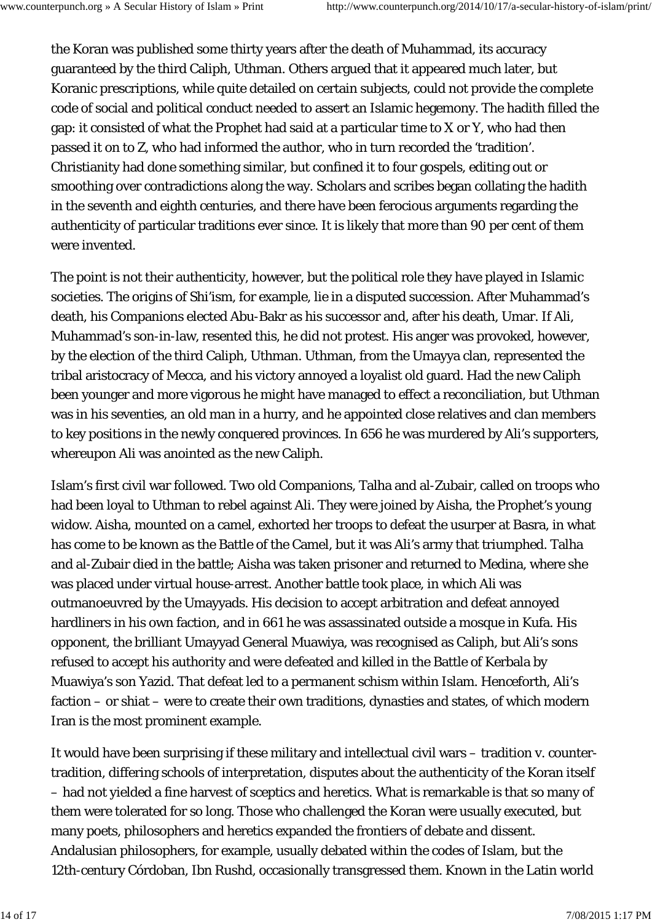the Koran was published some thirty years after the death of Muhammad, its accuracy guaranteed by the third Caliph, Uthman. Others argued that it appeared much later, but Koranic prescriptions, while quite detailed on certain subjects, could not provide the complete code of social and political conduct needed to assert an Islamic hegemony. The hadith filled the gap: it consisted of what the Prophet had said at a particular time to X or Y, who had then passed it on to Z, who had informed the author, who in turn recorded the 'tradition'. Christianity had done something similar, but confined it to four gospels, editing out or smoothing over contradictions along the way. Scholars and scribes began collating the hadith in the seventh and eighth centuries, and there have been ferocious arguments regarding the authenticity of particular traditions ever since. It is likely that more than 90 per cent of them were invented.

The point is not their authenticity, however, but the political role they have played in Islamic societies. The origins of Shi'ism, for example, lie in a disputed succession. After Muhammad's death, his Companions elected Abu-Bakr as his successor and, after his death, Umar. If Ali, Muhammad's son-in-law, resented this, he did not protest. His anger was provoked, however, by the election of the third Caliph, Uthman. Uthman, from the Umayya clan, represented the tribal aristocracy of Mecca, and his victory annoyed a loyalist old guard. Had the new Caliph been younger and more vigorous he might have managed to effect a reconciliation, but Uthman was in his seventies, an old man in a hurry, and he appointed close relatives and clan members to key positions in the newly conquered provinces. In 656 he was murdered by Ali's supporters, whereupon Ali was anointed as the new Caliph.

Islam's first civil war followed. Two old Companions, Talha and al-Zubair, called on troops who had been loyal to Uthman to rebel against Ali. They were joined by Aisha, the Prophet's young widow. Aisha, mounted on a camel, exhorted her troops to defeat the usurper at Basra, in what has come to be known as the Battle of the Camel, but it was Ali's army that triumphed. Talha and al-Zubair died in the battle; Aisha was taken prisoner and returned to Medina, where she was placed under virtual house-arrest. Another battle took place, in which Ali was outmanoeuvred by the Umayyads. His decision to accept arbitration and defeat annoyed hardliners in his own faction, and in 661 he was assassinated outside a mosque in Kufa. His opponent, the brilliant Umayyad General Muawiya, was recognised as Caliph, but Ali's sons refused to accept his authority and were defeated and killed in the Battle of Kerbala by Muawiya's son Yazid. That defeat led to a permanent schism within Islam. Henceforth, Ali's faction – or shiat – were to create their own traditions, dynasties and states, of which modern Iran is the most prominent example.

It would have been surprising if these military and intellectual civil wars – tradition v. counter-tradition, differing schools of interpretation, disputes about the authenticity of the Koran itself – had not yielded a fine harvest of sceptics and heretics. What is remarkable is that so many of them were tolerated for so long. Those who challenged the Koran were usually executed, but many poets, philosophers and heretics expanded the frontiers of debate and dissent. Andalusian philosophers, for example, usually debated within the codes of Islam, but the 12th-century Córdoban, Ibn Rushd, occasionally transgressed them. Known in the Latin world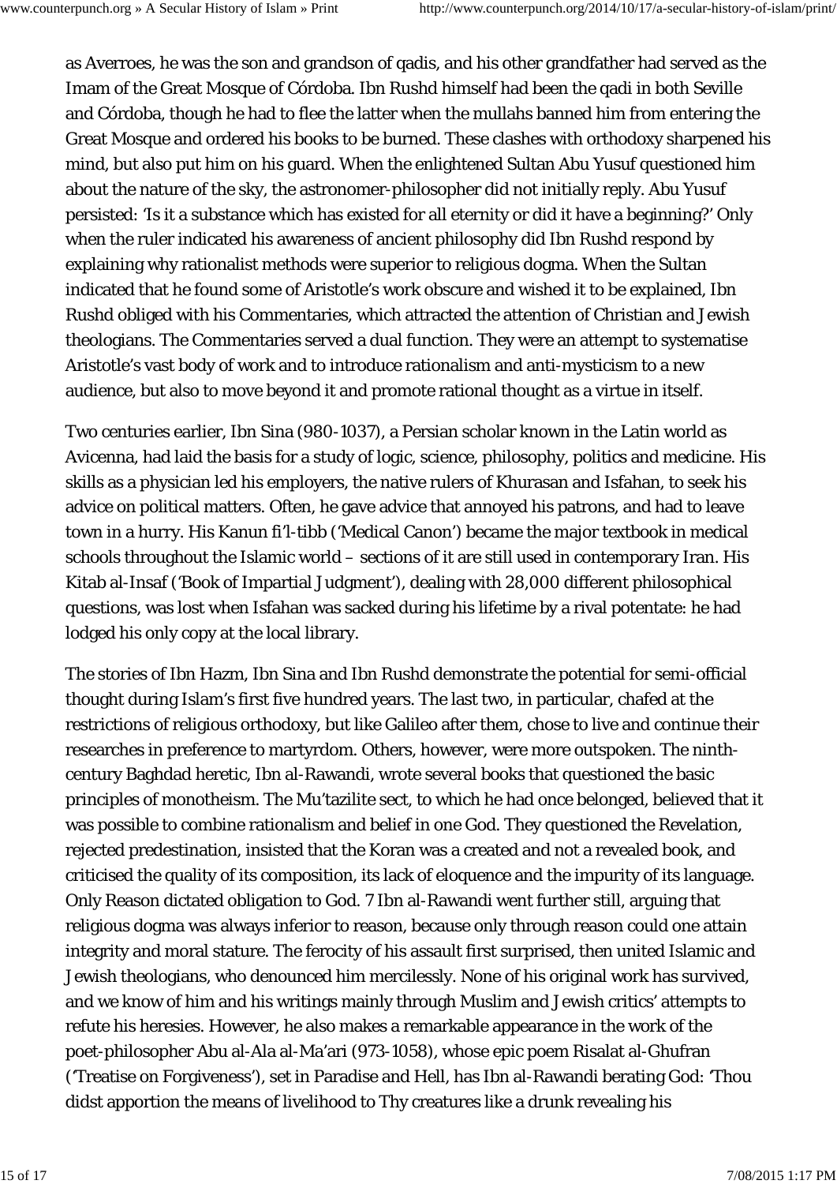as Averroes, he was the son and grandson of qadis, and his other grandfather had served as the Imam of the Great Mosque of Córdoba. Ibn Rushd himself had been the qadi in both Seville and Córdoba, though he had to flee the latter when the mullahs banned him from entering the Great Mosque and ordered his books to be burned. These clashes with orthodoxy sharpened his mind, but also put him on his guard. When the enlightened Sultan Abu Yusuf questioned him about the nature of the sky, the astronomer-philosopher did not initially reply. Abu Yusuf persisted: 'Is it a substance which has existed for all eternity or did it have a beginning?' Only when the ruler indicated his awareness of ancient philosophy did Ibn Rushd respond by explaining why rationalist methods were superior to religious dogma. When the Sultan indicated that he found some of Aristotle's work obscure and wished it to be explained, Ibn Rushd obliged with his Commentaries, which attracted the attention of Christian and Jewish theologians. The Commentaries served a dual function. They were an attempt to systematise Aristotle's vast body of work and to introduce rationalism and anti-mysticism to a new audience, but also to move beyond it and promote rational thought as a virtue in itself.

Two centuries earlier, Ibn Sina (980-1037), a Persian scholar known in the Latin world as Avicenna, had laid the basis for a study of logic, science, philosophy, politics and medicine. His skills as a physician led his employers, the native rulers of Khurasan and Isfahan, to seek his advice on political matters. Often, he gave advice that annoyed his patrons, and had to leave town in a hurry. His Kanun fi'l-tibb ('Medical Canon') became the major textbook in medical schools throughout the Islamic world – sections of it are still used in contemporary Iran. His Kitab al-Insaf ('Book of Impartial Judgment'), dealing with 28,000 different philosophical questions, was lost when Isfahan was sacked during his lifetime by a rival potentate: he had lodged his only copy at the local library.

The stories of Ibn Hazm, Ibn Sina and Ibn Rushd demonstrate the potential for semi-official thought during Islam's first five hundred years. The last two, in particular, chafed at the restrictions of religious orthodoxy, but like Galileo after them, chose to live and continue their researches in preference to martyrdom. Others, however, were more outspoken. The ninth-century Baghdad heretic, Ibn al-Rawandi, wrote several books that questioned the basic principles of monotheism. The Mu'tazilite sect, to which he had once belonged, believed that it was possible to combine rationalism and belief in one God. They questioned the Revelation, rejected predestination, insisted that the Koran was a created and not a revealed book, and criticised the quality of its composition, its lack of eloquence and the impurity of its language. Only Reason dictated obligation to God. 7 Ibn al-Rawandi went further still, arguing that religious dogma was always inferior to reason, because only through reason could one attain integrity and moral stature. The ferocity of his assault first surprised, then united Islamic and Jewish theologians, who denounced him mercilessly. None of his original work has survived, and we know of him and his writings mainly through Muslim and Jewish critics' attempts to refute his heresies. However, he also makes a remarkable appearance in the work of the poet-philosopher Abu al-Ala al-Ma'ari (973-1058), whose epic poem Risalat al-Ghufran ('Treatise on Forgiveness'), set in Paradise and Hell, has Ibn al-Rawandi berating God: 'Thou didst apportion the means of livelihood to Thy creatures like a drunk revealing his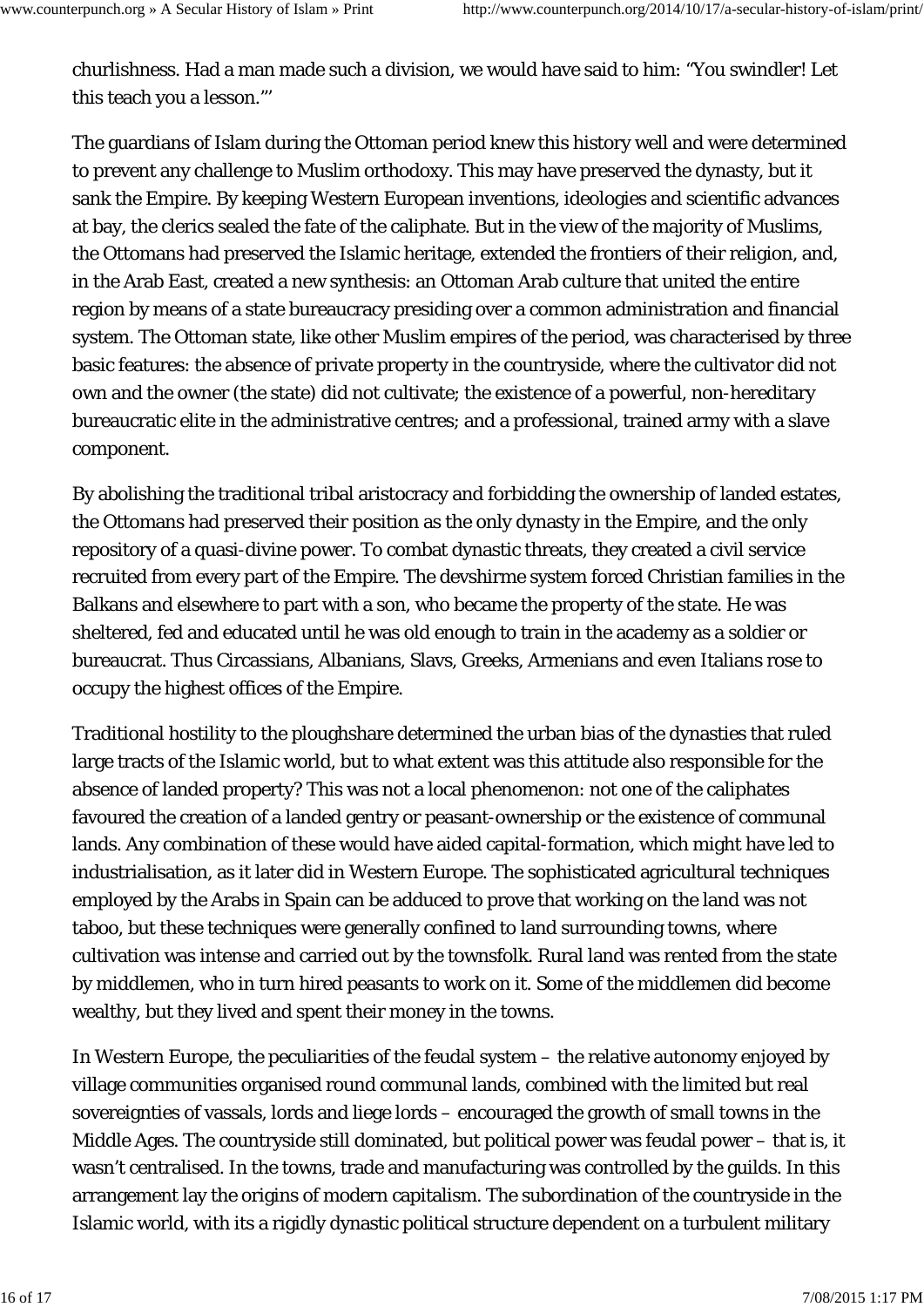churlishness. Had a man made such a division, we would have said to him: "You swindler! Let this teach you a lesson."'

The guardians of Islam during the Ottoman period knew this history well and were determined to prevent any challenge to Muslim orthodoxy. This may have preserved the dynasty, but it sank the Empire. By keeping Western European inventions, ideologies and scientific advances at bay, the clerics sealed the fate of the caliphate. But in the view of the majority of Muslims, the Ottomans had preserved the Islamic heritage, extended the frontiers of their religion, and, in the Arab East, created a new synthesis: an Ottoman Arab culture that united the entire region by means of a state bureaucracy presiding over a common administration and financial system. The Ottoman state, like other Muslim empires of the period, was characterised by three basic features: the absence of private property in the countryside, where the cultivator did not own and the owner (the state) did not cultivate; the existence of a powerful, non-hereditary bureaucratic elite in the administrative centres; and a professional, trained army with a slave component.

By abolishing the traditional tribal aristocracy and forbidding the ownership of landed estates, the Ottomans had preserved their position as the only dynasty in the Empire, and the only repository of a quasi-divine power. To combat dynastic threats, they created a civil service recruited from every part of the Empire. The devshirme system forced Christian families in the Balkans and elsewhere to part with a son, who became the property of the state. He was sheltered, fed and educated until he was old enough to train in the academy as a soldier or bureaucrat. Thus Circassians, Albanians, Slavs, Greeks, Armenians and even Italians rose to occupy the highest offices of the Empire.

Traditional hostility to the ploughshare determined the urban bias of the dynasties that ruled large tracts of the Islamic world, but to what extent was this attitude also responsible for the absence of landed property? This was not a local phenomenon: not one of the caliphates favoured the creation of a landed gentry or peasant-ownership or the existence of communal lands. Any combination of these would have aided capital-formation, which might have led to industrialisation, as it later did in Western Europe. The sophisticated agricultural techniques employed by the Arabs in Spain can be adduced to prove that working on the land was not taboo, but these techniques were generally confined to land surrounding towns, where cultivation was intense and carried out by the townsfolk. Rural land was rented from the state by middlemen, who in turn hired peasants to work on it. Some of the middlemen did become wealthy, but they lived and spent their money in the towns.

In Western Europe, the peculiarities of the feudal system – the relative autonomy enjoyed by village communities organised round communal lands, combined with the limited but real sovereignties of vassals, lords and liege lords – encouraged the growth of small towns in the Middle Ages. The countryside still dominated, but political power was feudal power – that is, it wasn't centralised. In the towns, trade and manufacturing was controlled by the guilds. In this arrangement lay the origins of modern capitalism. The subordination of the countryside in the Islamic world, with its a rigidly dynastic political structure dependent on a turbulent military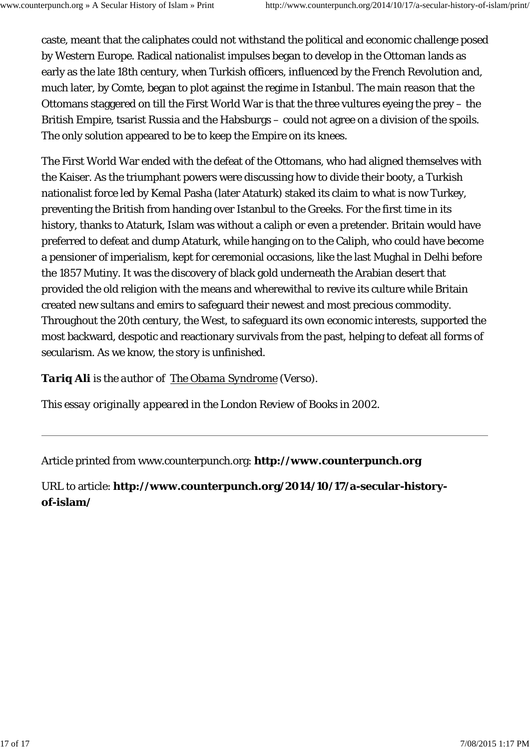caste, meant that the caliphates could not withstand the political and economic challenge posed by Western Europe. Radical nationalist impulses began to develop in the Ottoman lands as early as the late 18th century, when Turkish officers, influenced by the French Revolution and, much later, by Comte, began to plot against the regime in Istanbul. The main reason that the Ottomans staggered on till the First World War is that the three vultures eyeing the prey – the British Empire, tsarist Russia and the Habsburgs – could not agree on a division of the spoils. The only solution appeared to be to keep the Empire on its knees.

The First World War ended with the defeat of the Ottomans, who had aligned themselves with the Kaiser. As the triumphant powers were discussing how to divide their booty, a Turkish nationalist force led by Kemal Pasha (later Ataturk) staked its claim to what is now Turkey, preventing the British from handing over Istanbul to the Greeks. For the first time in its history, thanks to Ataturk, Islam was without a caliph or even a pretender. Britain would have preferred to defeat and dump Ataturk, while hanging on to the Caliph, who could have become a pensioner of imperialism, kept for ceremonial occasions, like the last Mughal in Delhi before the 1857 Mutiny. It was the discovery of black gold underneath the Arabian desert that provided the old religion with the means and wherewithal to revive its culture while Britain created new sultans and emirs to safeguard their newest and most precious commodity. Throughout the 20th century, the West, to safeguard its own economic interests, supported the most backward, despotic and reactionary survivals from the past, helping to defeat all forms of secularism. As we know, the story is unfinished.

***Tariq Ali** is the author of The Obama Syndrome (Verso).*

*This essay originally appeared in the London Review of Books in 2002.*

---

Article printed from www.counterpunch.org: **http://www.counterpunch.org**

URL to article: **http://www.counterpunch.org/2014/10/17/a-secular-history-of-islam/**